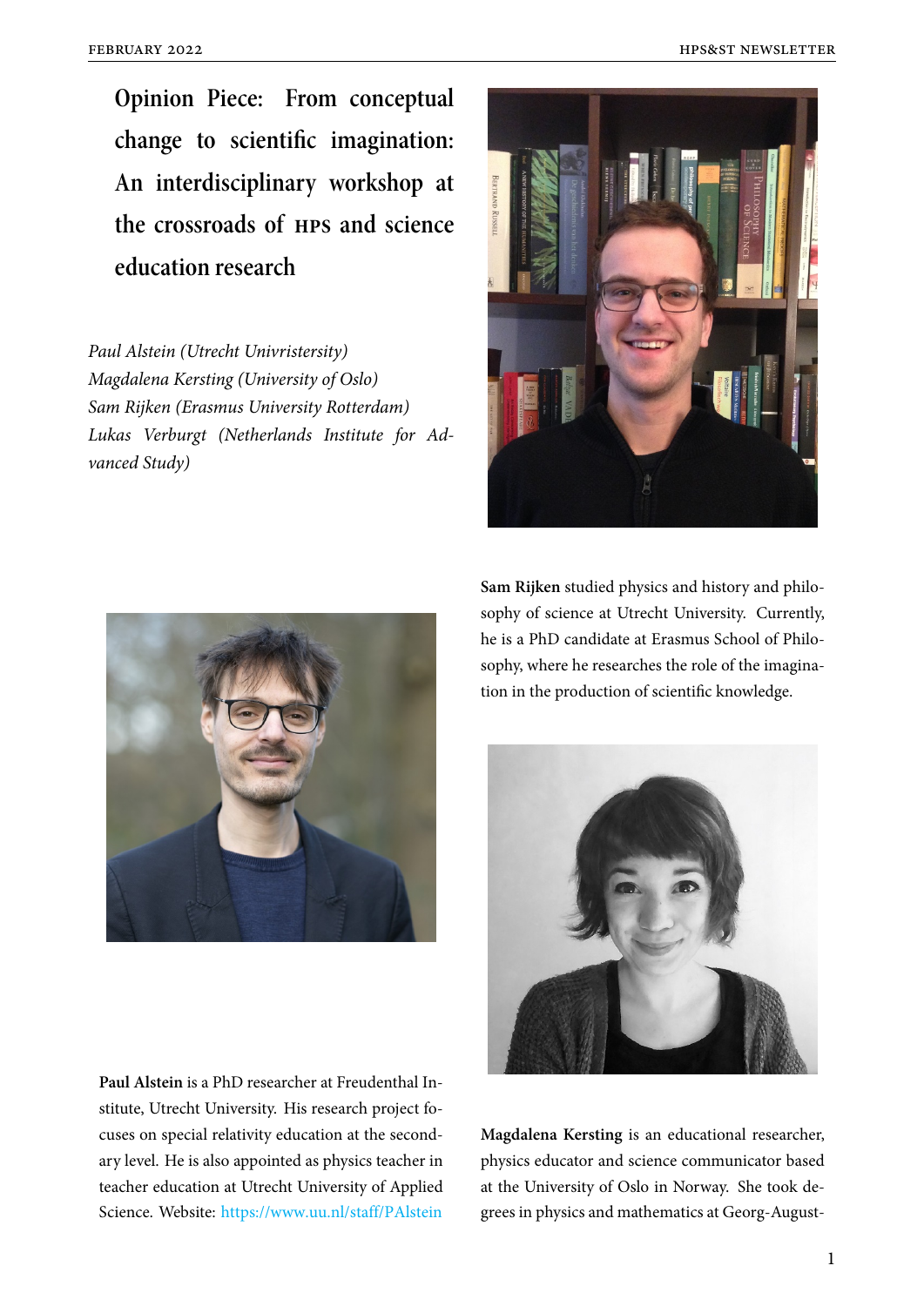# Opinion Piece: From conceptual change to scientific imagination: An interdisciplinary workshop at the crossroads of HPS and science education research

*Paul Alstein (Utrecht Univristersity)*
*Magdalena Kersting (University of Oslo)*
*Sam Rijken (Erasmus University Rotterdam)*
*Lukas Verburgt (Netherlands Institute for Advanced Study)*

**Sam Rijken** studied physics and history and philosophy of science at Utrecht University. Currently, he is a PhD candidate at Erasmus School of Philosophy, where he researches the role of the imagination in the production of scientific knowledge.

**Paul Alstein** is a PhD researcher at Freudenthal Institute, Utrecht University. His research project focuses on special relativity education at the secondary level. He is also appointed as physics teacher in teacher education at Utrecht University of Applied Science. Website: https://www.uu.nl/staff/PAlstein

**Magdalena Kersting** is an educational researcher, physics educator and science communicator based at the University of Oslo in Norway. She took degrees in physics and mathematics at Georg-August-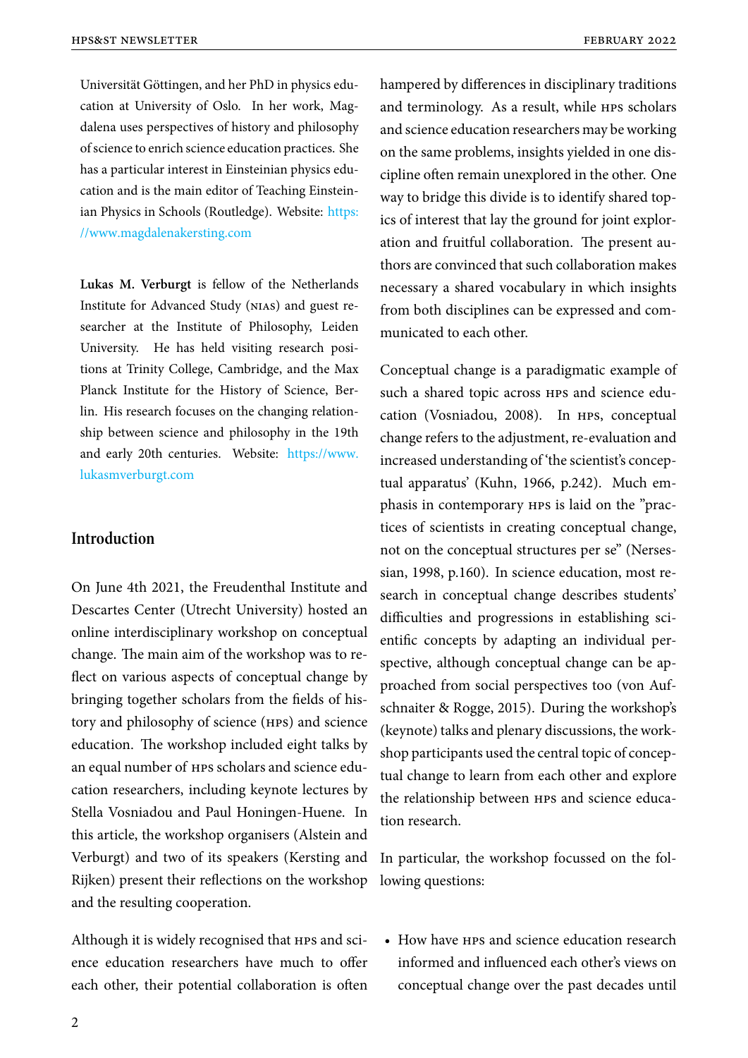Universität Göttingen, and her PhD in physics education at University of Oslo. In her work, Magdalena uses perspectives of history and philosophy of science to enrich science education practices. She has a particular interest in Einsteinian physics education and is the main editor of Teaching Einsteinian Physics in Schools (Routledge). Website: https://www.magdalenakersting.com

**Lukas M. Verburgt** is fellow of the Netherlands Institute for Advanced Study (NIAS) and guest researcher at the Institute of Philosophy, Leiden University. He has held visiting research positions at Trinity College, Cambridge, and the Max Planck Institute for the History of Science, Berlin. His research focuses on the changing relationship between science and philosophy in the 19th and early 20th centuries. Website: https://www.lukasmverburgt.com

## Introduction

On June 4th 2021, the Freudenthal Institute and Descartes Center (Utrecht University) hosted an online interdisciplinary workshop on conceptual change. The main aim of the workshop was to reflect on various aspects of conceptual change by bringing together scholars from the fields of history and philosophy of science (HPS) and science education. The workshop included eight talks by an equal number of HPS scholars and science education researchers, including keynote lectures by Stella Vosniadou and Paul Honingen-Huene. In this article, the workshop organisers (Alstein and Verburgt) and two of its speakers (Kersting and Rijken) present their reflections on the workshop and the resulting cooperation.

Although it is widely recognised that HPS and science education researchers have much to offer each other, their potential collaboration is often hampered by differences in disciplinary traditions and terminology. As a result, while HPS scholars and science education researchers may be working on the same problems, insights yielded in one discipline often remain unexplored in the other. One way to bridge this divide is to identify shared topics of interest that lay the ground for joint exploration and fruitful collaboration. The present authors are convinced that such collaboration makes necessary a shared vocabulary in which insights from both disciplines can be expressed and communicated to each other.

Conceptual change is a paradigmatic example of such a shared topic across HPS and science education (Vosniadou, 2008). In HPS, conceptual change refers to the adjustment, re-evaluation and increased understanding of 'the scientist's conceptual apparatus' (Kuhn, 1966, p.242). Much emphasis in contemporary HPS is laid on the "practices of scientists in creating conceptual change, not on the conceptual structures per se" (Nersessian, 1998, p.160). In science education, most research in conceptual change describes students' difficulties and progressions in establishing scientific concepts by adapting an individual perspective, although conceptual change can be approached from social perspectives too (von Aufschnaiter & Rogge, 2015). During the workshop's (keynote) talks and plenary discussions, the workshop participants used the central topic of conceptual change to learn from each other and explore the relationship between HPS and science education research.

In particular, the workshop focussed on the following questions:

- How have HPS and science education research informed and influenced each other's views on conceptual change over the past decades until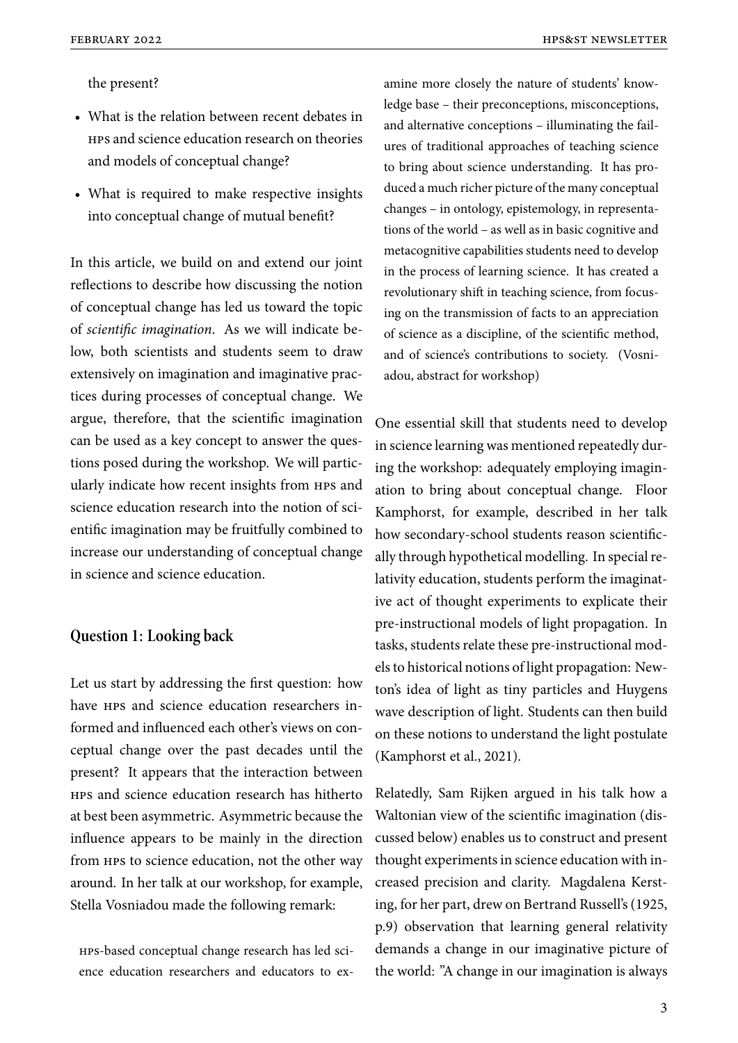the present?

- What is the relation between recent debates in HPS and science education research on theories and models of conceptual change?
- What is required to make respective insights into conceptual change of mutual benefit?

In this article, we build on and extend our joint reflections to describe how discussing the notion of conceptual change has led us toward the topic of *scientific imagination*. As we will indicate below, both scientists and students seem to draw extensively on imagination and imaginative practices during processes of conceptual change. We argue, therefore, that the scientific imagination can be used as a key concept to answer the questions posed during the workshop. We will particularly indicate how recent insights from HPS and science education research into the notion of scientific imagination may be fruitfully combined to increase our understanding of conceptual change in science and science education.

## Question 1: Looking back

Let us start by addressing the first question: how have HPS and science education researchers informed and influenced each other's views on conceptual change over the past decades until the present? It appears that the interaction between HPS and science education research has hitherto at best been asymmetric. Asymmetric because the influence appears to be mainly in the direction from HPS to science education, not the other way around. In her talk at our workshop, for example, Stella Vosniadou made the following remark:

> HPS-based conceptual change research has led science education researchers and educators to examine more closely the nature of students' knowledge base – their preconceptions, misconceptions, and alternative conceptions – illuminating the failures of traditional approaches of teaching science to bring about science understanding. It has produced a much richer picture of the many conceptual changes – in ontology, epistemology, in representations of the world – as well as in basic cognitive and metacognitive capabilities students need to develop in the process of learning science. It has created a revolutionary shift in teaching science, from focusing on the transmission of facts to an appreciation of science as a discipline, of the scientific method, and of science's contributions to society. (Vosniadou, abstract for workshop)

One essential skill that students need to develop in science learning was mentioned repeatedly during the workshop: adequately employing imagination to bring about conceptual change. Floor Kamphorst, for example, described in her talk how secondary-school students reason scientifically through hypothetical modelling. In special relativity education, students perform the imaginative act of thought experiments to explicate their pre-instructional models of light propagation. In tasks, students relate these pre-instructional models to historical notions of light propagation: Newton's idea of light as tiny particles and Huygens wave description of light. Students can then build on these notions to understand the light postulate (Kamphorst et al., 2021).

Relatedly, Sam Rijken argued in his talk how a Waltonian view of the scientific imagination (discussed below) enables us to construct and present thought experiments in science education with increased precision and clarity. Magdalena Kersting, for her part, drew on Bertrand Russell's (1925, p.9) observation that learning general relativity demands a change in our imaginative picture of the world: "A change in our imagination is always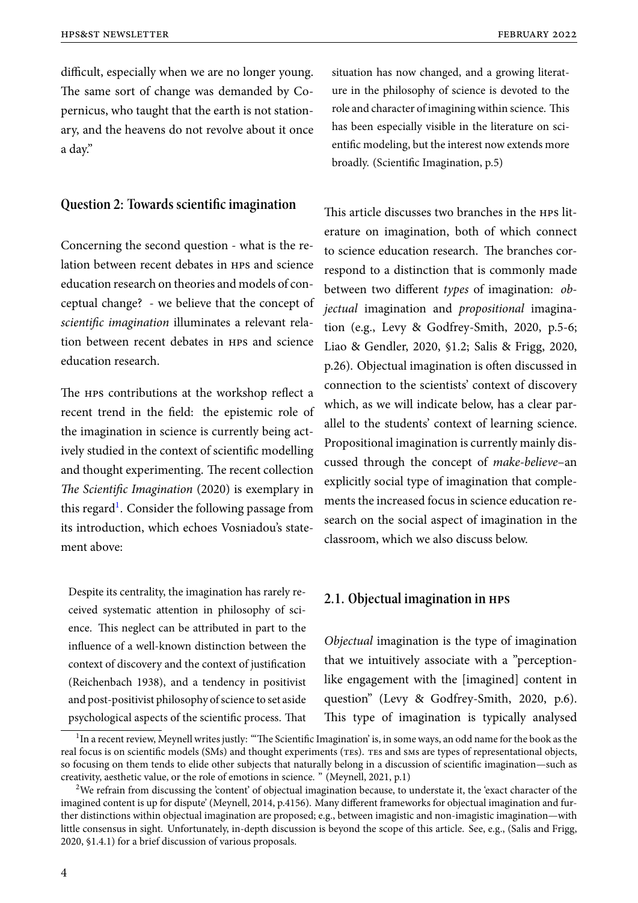difficult, especially when we are no longer young. The same sort of change was demanded by Copernicus, who taught that the earth is not stationary, and the heavens do not revolve about it once a day."

## Question 2: Towards scientific imagination

Concerning the second question - what is the relation between recent debates in HPS and science education research on theories and models of conceptual change? - we believe that the concept of *scientific imagination* illuminates a relevant relation between recent debates in HPS and science education research.

The HPS contributions at the workshop reflect a recent trend in the field: the epistemic role of the imagination in science is currently being actively studied in the context of scientific modelling and thought experimenting. The recent collection *The Scientific Imagination* (2020) is exemplary in this regard[1]. Consider the following passage from its introduction, which echoes Vosniadou's statement above:

> Despite its centrality, the imagination has rarely received systematic attention in philosophy of science. This neglect can be attributed in part to the influence of a well-known distinction between the context of discovery and the context of justification (Reichenbach 1938), and a tendency in positivist and post-positivist philosophy of science to set aside psychological aspects of the scientific process. That situation has now changed, and a growing literature in the philosophy of science is devoted to the role and character of imagining within science. This has been especially visible in the literature on scientific modeling, but the interest now extends more broadly. (Scientific Imagination, p.5)

This article discusses two branches in the HPS literature on imagination, both of which connect to science education research. The branches correspond to a distinction that is commonly made between two different *types* of imagination: *objectual* imagination and *propositional* imagination (e.g., Levy & Godfrey-Smith, 2020, p.5-6; Liao & Gendler, 2020, §1.2; Salis & Frigg, 2020, p.26). Objectual imagination is often discussed in connection to the scientists' context of discovery which, as we will indicate below, has a clear parallel to the students' context of learning science. Propositional imagination is currently mainly discussed through the concept of *make-believe*–an explicitly social type of imagination that complements the increased focus in science education research on the social aspect of imagination in the classroom, which we also discuss below.

### 2.1. Objectual imagination in HPS

*Objectual* imagination is the type of imagination that we intuitively associate with a "perception-like engagement with the [imagined] content in question" (Levy & Godfrey-Smith, 2020, p.6). This type of imagination is typically analysed

---

[1] In a recent review, Meynell writes justly: "'The Scientific Imagination' is, in some ways, an odd name for the book as the real focus is on scientific models (SMs) and thought experiments (TEs). TEs and SMs are types of representational objects, so focusing on them tends to elide other subjects that naturally belong in a discussion of scientific imagination—such as creativity, aesthetic value, or the role of emotions in science. " (Meynell, 2021, p.1)

[2] We refrain from discussing the 'content' of objectual imagination because, to understate it, the 'exact character of the imagined content is up for dispute' (Meynell, 2014, p.4156). Many different frameworks for objectual imagination and further distinctions within objectual imagination are proposed; e.g., between imagistic and non-imagistic imagination—with little consensus in sight. Unfortunately, in-depth discussion is beyond the scope of this article. See, e.g., (Salis and Frigg, 2020, §1.4.1) for a brief discussion of various proposals.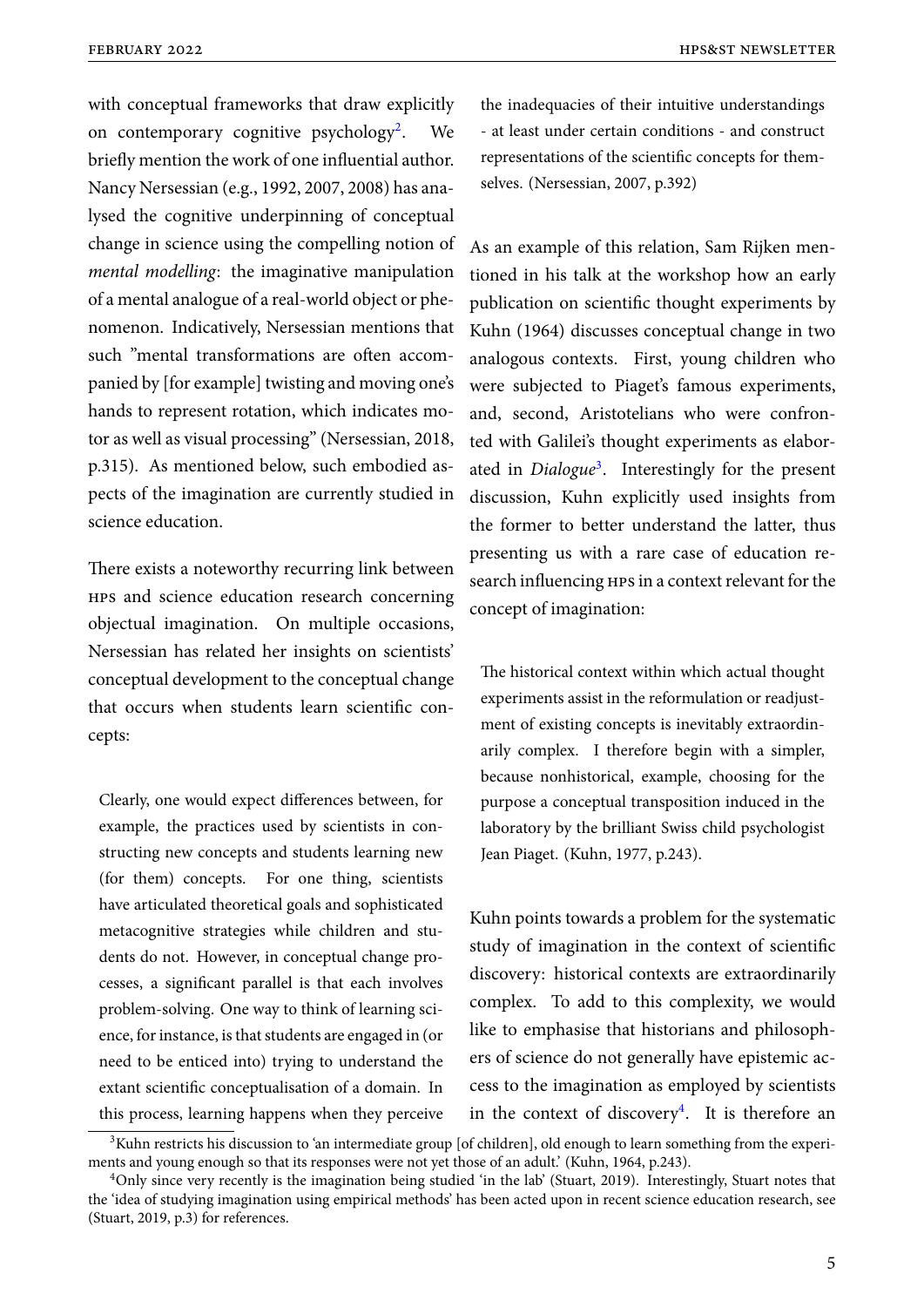with conceptual frameworks that draw explicitly on contemporary cognitive psychology[2]. We briefly mention the work of one influential author. Nancy Nersessian (e.g., 1992, 2007, 2008) has analysed the cognitive underpinning of conceptual change in science using the compelling notion of *mental modelling*: the imaginative manipulation of a mental analogue of a real-world object or phenomenon. Indicatively, Nersessian mentions that such "mental transformations are often accompanied by [for example] twisting and moving one's hands to represent rotation, which indicates motor as well as visual processing" (Nersessian, 2018, p.315). As mentioned below, such embodied aspects of the imagination are currently studied in science education.

There exists a noteworthy recurring link between HPS and science education research concerning objectual imagination. On multiple occasions, Nersessian has related her insights on scientists' conceptual development to the conceptual change that occurs when students learn scientific concepts:

> Clearly, one would expect differences between, for example, the practices used by scientists in constructing new concepts and students learning new (for them) concepts. For one thing, scientists have articulated theoretical goals and sophisticated metacognitive strategies while children and students do not. However, in conceptual change processes, a significant parallel is that each involves problem-solving. One way to think of learning science, for instance, is that students are engaged in (or need to be enticed into) trying to understand the extant scientific conceptualisation of a domain. In this process, learning happens when they perceive the inadequacies of their intuitive understandings - at least under certain conditions - and construct representations of the scientific concepts for themselves. (Nersessian, 2007, p.392)

As an example of this relation, Sam Rijken mentioned in his talk at the workshop how an early publication on scientific thought experiments by Kuhn (1964) discusses conceptual change in two analogous contexts. First, young children who were subjected to Piaget's famous experiments, and, second, Aristotelians who were confronted with Galilei's thought experiments as elaborated in *Dialogue*[3]. Interestingly for the present discussion, Kuhn explicitly used insights from the former to better understand the latter, thus presenting us with a rare case of education research influencing HPS in a context relevant for the concept of imagination:

> The historical context within which actual thought experiments assist in the reformulation or readjustment of existing concepts is inevitably extraordinarily complex. I therefore begin with a simpler, because nonhistorical, example, choosing for the purpose a conceptual transposition induced in the laboratory by the brilliant Swiss child psychologist Jean Piaget. (Kuhn, 1977, p.243).

Kuhn points towards a problem for the systematic study of imagination in the context of scientific discovery: historical contexts are extraordinarily complex. To add to this complexity, we would like to emphasise that historians and philosophers of science do not generally have epistemic access to the imagination as employed by scientists in the context of discovery[4]. It is therefore an

---

[3] Kuhn restricts his discussion to 'an intermediate group [of children], old enough to learn something from the experiments and young enough so that its responses were not yet those of an adult.' (Kuhn, 1964, p.243).

[4] Only since very recently is the imagination being studied 'in the lab' (Stuart, 2019). Interestingly, Stuart notes that the 'idea of studying imagination using empirical methods' has been acted upon in recent science education research, see (Stuart, 2019, p.3) for references.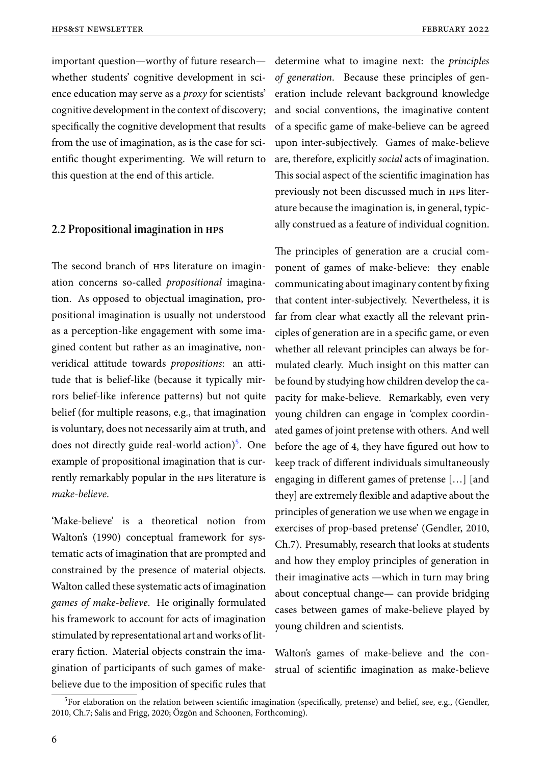important question—worthy of future research—whether students' cognitive development in science education may serve as a *proxy* for scientists' cognitive development in the context of discovery; specifically the cognitive development that results from the use of imagination, as is the case for scientific thought experimenting. We will return to this question at the end of this article.

## 2.2 Propositional imagination in HPS

The second branch of HPS literature on imagination concerns so-called *propositional* imagination. As opposed to objectual imagination, propositional imagination is usually not understood as a perception-like engagement with some imagined content but rather as an imaginative, non-veridical attitude towards *propositions*: an attitude that is belief-like (because it typically mirrors belief-like inference patterns) but not quite belief (for multiple reasons, e.g., that imagination is voluntary, does not necessarily aim at truth, and does not directly guide real-world action)[5]. One example of propositional imagination that is currently remarkably popular in the HPS literature is *make-believe*.

'Make-believe' is a theoretical notion from Walton's (1990) conceptual framework for systematic acts of imagination that are prompted and constrained by the presence of material objects. Walton called these systematic acts of imagination *games of make-believe*. He originally formulated his framework to account for acts of imagination stimulated by representational art and works of literary fiction. Material objects constrain the imagination of participants of such games of make-believe due to the imposition of specific rules that determine what to imagine next: the *principles of generation*. Because these principles of generation include relevant background knowledge and social conventions, the imaginative content of a specific game of make-believe can be agreed upon inter-subjectively. Games of make-believe are, therefore, explicitly *social* acts of imagination. This social aspect of the scientific imagination has previously not been discussed much in HPS literature because the imagination is, in general, typically construed as a feature of individual cognition.

The principles of generation are a crucial component of games of make-believe: they enable communicating about imaginary content by fixing that content inter-subjectively. Nevertheless, it is far from clear what exactly all the relevant principles of generation are in a specific game, or even whether all relevant principles can always be formulated clearly. Much insight on this matter can be found by studying how children develop the capacity for make-believe. Remarkably, even very young children can engage in 'complex coordinated games of joint pretense with others. And well before the age of 4, they have figured out how to keep track of different individuals simultaneously engaging in different games of pretense […] [and they] are extremely flexible and adaptive about the principles of generation we use when we engage in exercises of prop-based pretense' (Gendler, 2010, Ch.7). Presumably, research that looks at students and how they employ principles of generation in their imaginative acts —which in turn may bring about conceptual change— can provide bridging cases between games of make-believe played by young children and scientists.

Walton's games of make-believe and the construal of scientific imagination as make-believe

[5] For elaboration on the relation between scientific imagination (specifically, pretense) and belief, see, e.g., (Gendler, 2010, Ch.7; Salis and Frigg, 2020; Özgön and Schoonen, Forthcoming).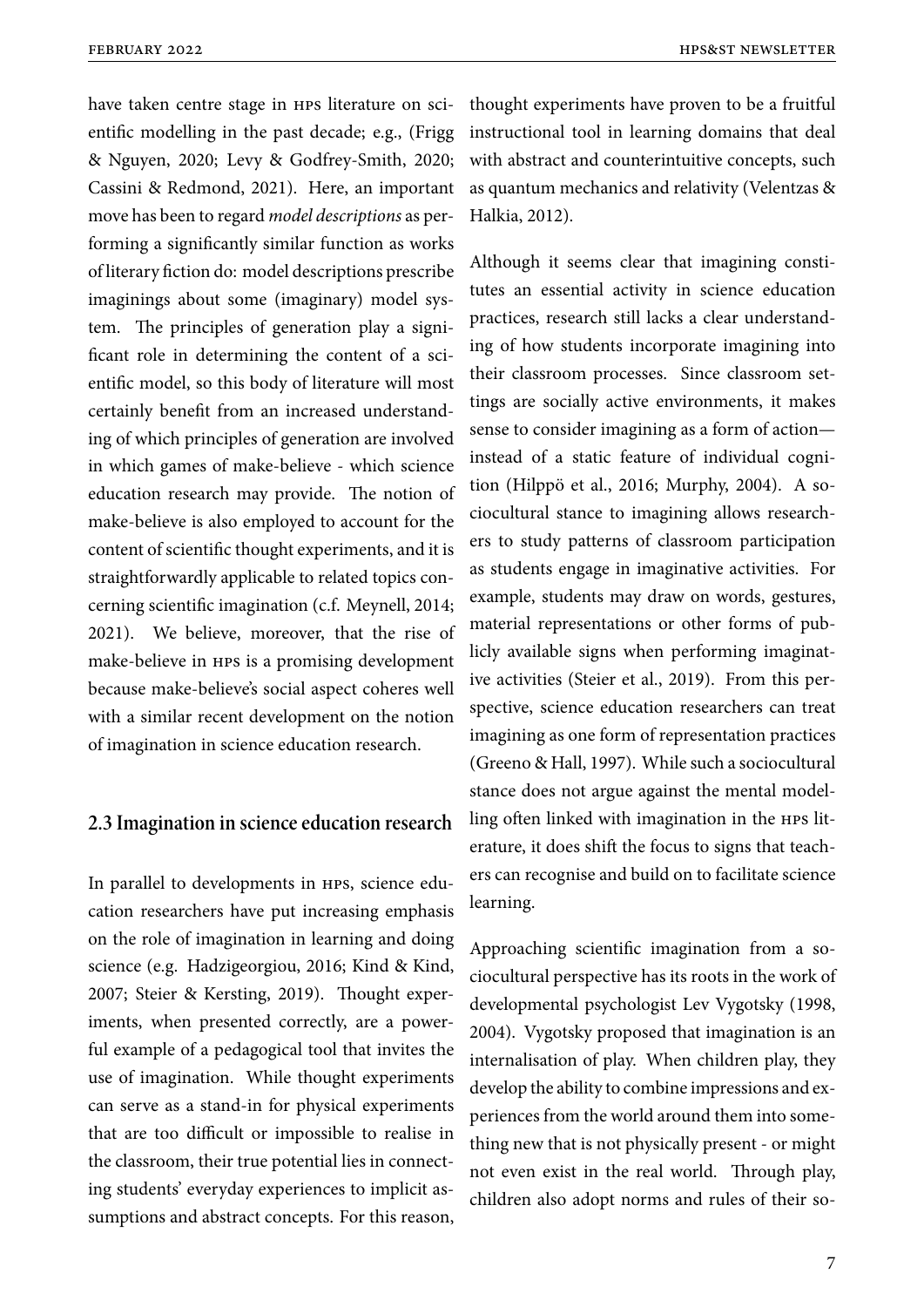have taken centre stage in HPS literature on scientific modelling in the past decade; e.g., (Frigg & Nguyen, 2020; Levy & Godfrey-Smith, 2020; Cassini & Redmond, 2021). Here, an important move has been to regard *model descriptions* as performing a significantly similar function as works of literary fiction do: model descriptions prescribe imaginings about some (imaginary) model system. The principles of generation play a significant role in determining the content of a scientific model, so this body of literature will most certainly benefit from an increased understanding of which principles of generation are involved in which games of make-believe - which science education research may provide. The notion of make-believe is also employed to account for the content of scientific thought experiments, and it is straightforwardly applicable to related topics concerning scientific imagination (c.f. Meynell, 2014; 2021). We believe, moreover, that the rise of make-believe in HPS is a promising development because make-believe's social aspect coheres well with a similar recent development on the notion of imagination in science education research.

## 2.3 Imagination in science education research

In parallel to developments in HPS, science education researchers have put increasing emphasis on the role of imagination in learning and doing science (e.g. Hadzigeorgiou, 2016; Kind & Kind, 2007; Steier & Kersting, 2019). Thought experiments, when presented correctly, are a powerful example of a pedagogical tool that invites the use of imagination. While thought experiments can serve as a stand-in for physical experiments that are too difficult or impossible to realise in the classroom, their true potential lies in connecting students' everyday experiences to implicit assumptions and abstract concepts. For this reason, thought experiments have proven to be a fruitful instructional tool in learning domains that deal with abstract and counterintuitive concepts, such as quantum mechanics and relativity (Velentzas & Halkia, 2012).

Although it seems clear that imagining constitutes an essential activity in science education practices, research still lacks a clear understanding of how students incorporate imagining into their classroom processes. Since classroom settings are socially active environments, it makes sense to consider imagining as a form of action—instead of a static feature of individual cognition (Hilppö et al., 2016; Murphy, 2004). A sociocultural stance to imagining allows researchers to study patterns of classroom participation as students engage in imaginative activities. For example, students may draw on words, gestures, material representations or other forms of publicly available signs when performing imaginative activities (Steier et al., 2019). From this perspective, science education researchers can treat imagining as one form of representation practices (Greeno & Hall, 1997). While such a sociocultural stance does not argue against the mental modelling often linked with imagination in the HPS literature, it does shift the focus to signs that teachers can recognise and build on to facilitate science learning.

Approaching scientific imagination from a sociocultural perspective has its roots in the work of developmental psychologist Lev Vygotsky (1998, 2004). Vygotsky proposed that imagination is an internalisation of play. When children play, they develop the ability to combine impressions and experiences from the world around them into something new that is not physically present - or might not even exist in the real world. Through play, children also adopt norms and rules of their so-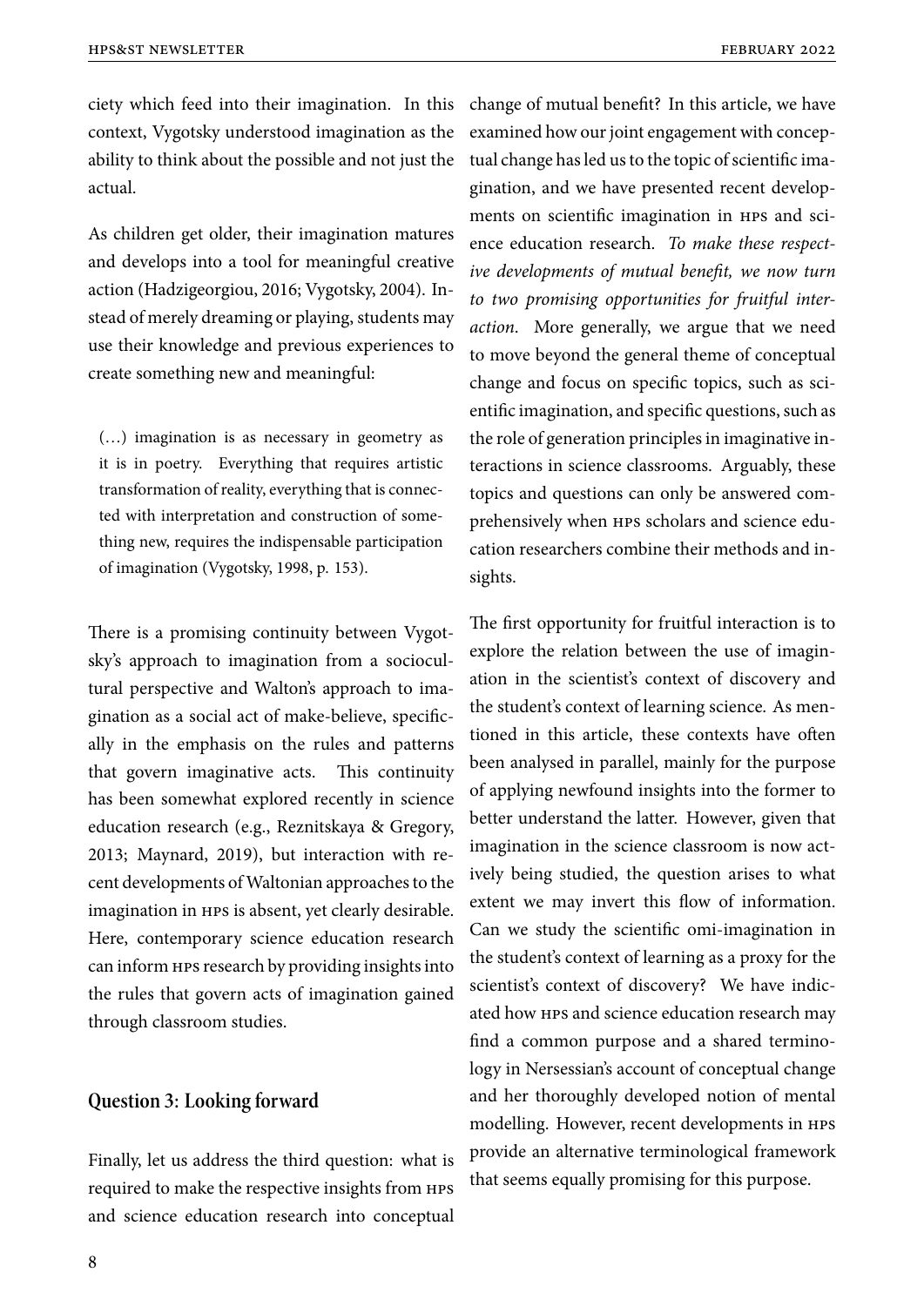ciety which feed into their imagination. In this context, Vygotsky understood imagination as the ability to think about the possible and not just the actual.

As children get older, their imagination matures and develops into a tool for meaningful creative action (Hadzigeorgiou, 2016; Vygotsky, 2004). Instead of merely dreaming or playing, students may use their knowledge and previous experiences to create something new and meaningful:

> (…) imagination is as necessary in geometry as it is in poetry. Everything that requires artistic transformation of reality, everything that is connected with interpretation and construction of something new, requires the indispensable participation of imagination (Vygotsky, 1998, p. 153).

There is a promising continuity between Vygotsky's approach to imagination from a sociocultural perspective and Walton's approach to imagination as a social act of make-believe, specifically in the emphasis on the rules and patterns that govern imaginative acts. This continuity has been somewhat explored recently in science education research (e.g., Reznitskaya & Gregory, 2013; Maynard, 2019), but interaction with recent developments of Waltonian approaches to the imagination in HPS is absent, yet clearly desirable. Here, contemporary science education research can inform HPS research by providing insights into the rules that govern acts of imagination gained through classroom studies.

## Question 3: Looking forward

Finally, let us address the third question: what is required to make the respective insights from HPS and science education research into conceptual change of mutual benefit? In this article, we have examined how our joint engagement with conceptual change has led us to the topic of scientific imagination, and we have presented recent developments on scientific imagination in HPS and science education research. *To make these respective developments of mutual benefit, we now turn to two promising opportunities for fruitful interaction*. More generally, we argue that we need to move beyond the general theme of conceptual change and focus on specific topics, such as scientific imagination, and specific questions, such as the role of generation principles in imaginative interactions in science classrooms. Arguably, these topics and questions can only be answered comprehensively when HPS scholars and science education researchers combine their methods and insights.

The first opportunity for fruitful interaction is to explore the relation between the use of imagination in the scientist's context of discovery and the student's context of learning science. As mentioned in this article, these contexts have often been analysed in parallel, mainly for the purpose of applying newfound insights into the former to better understand the latter. However, given that imagination in the science classroom is now actively being studied, the question arises to what extent we may invert this flow of information. Can we study the scientific omi-imagination in the student's context of learning as a proxy for the scientist's context of discovery? We have indicated how HPS and science education research may find a common purpose and a shared terminology in Nersessian's account of conceptual change and her thoroughly developed notion of mental modelling. However, recent developments in HPS provide an alternative terminological framework that seems equally promising for this purpose.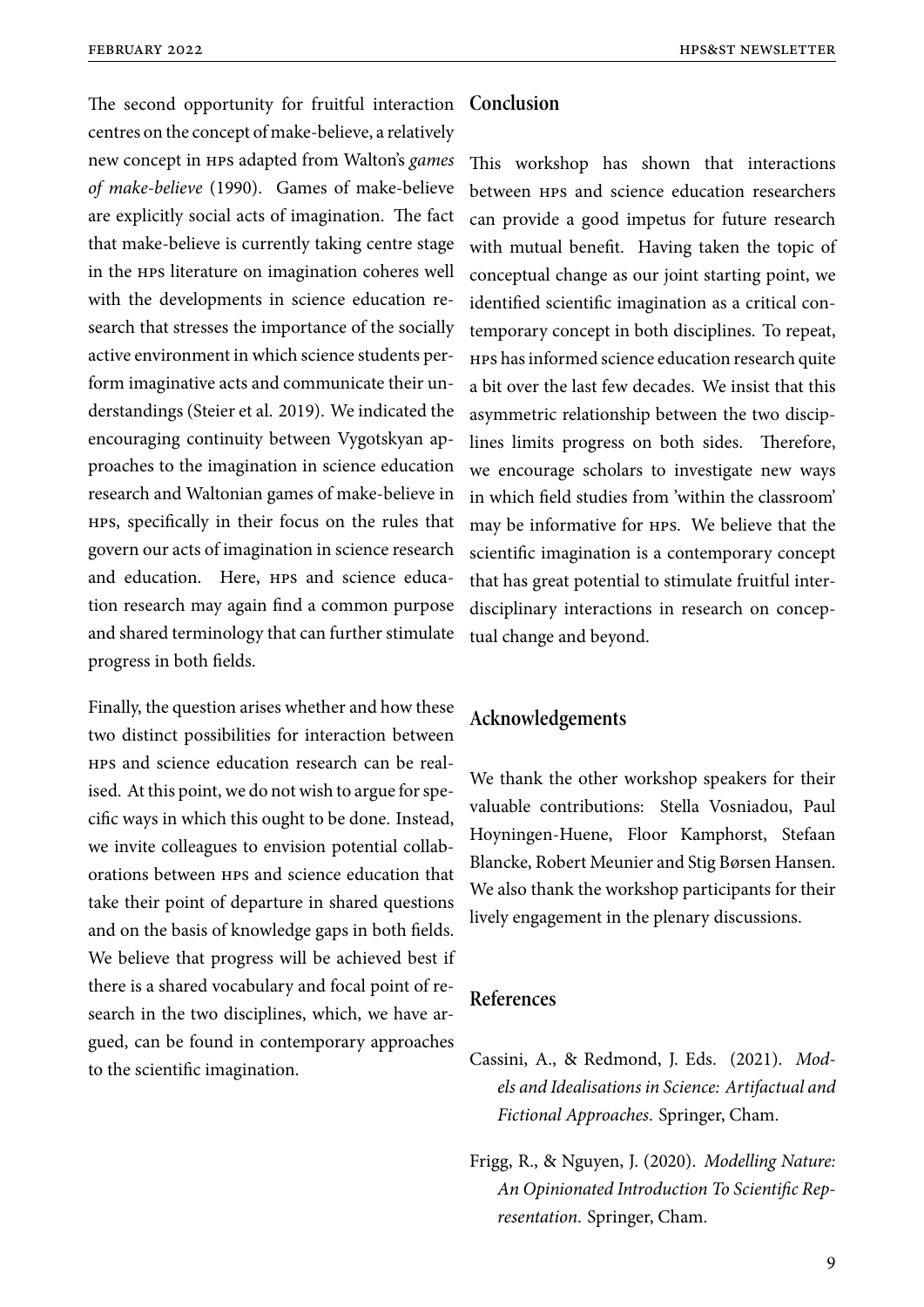The second opportunity for fruitful interaction centres on the concept of make-believe, a relatively new concept in HPS adapted from Walton's *games of make-believe* (1990). Games of make-believe are explicitly social acts of imagination. The fact that make-believe is currently taking centre stage in the HPS literature on imagination coheres well with the developments in science education research that stresses the importance of the socially active environment in which science students perform imaginative acts and communicate their understandings (Steier et al. 2019). We indicated the encouraging continuity between Vygotskyan approaches to the imagination in science education research and Waltonian games of make-believe in HPS, specifically in their focus on the rules that govern our acts of imagination in science research and education. Here, HPS and science education research may again find a common purpose and shared terminology that can further stimulate progress in both fields.

Finally, the question arises whether and how these two distinct possibilities for interaction between HPS and science education research can be realised. At this point, we do not wish to argue for specific ways in which this ought to be done. Instead, we invite colleagues to envision potential collaborations between HPS and science education that take their point of departure in shared questions and on the basis of knowledge gaps in both fields. We believe that progress will be achieved best if there is a shared vocabulary and focal point of research in the two disciplines, which, we have argued, can be found in contemporary approaches to the scientific imagination.

## Conclusion

This workshop has shown that interactions between HPS and science education researchers can provide a good impetus for future research with mutual benefit. Having taken the topic of conceptual change as our joint starting point, we identified scientific imagination as a critical contemporary concept in both disciplines. To repeat, HPS has informed science education research quite a bit over the last few decades. We insist that this asymmetric relationship between the two disciplines limits progress on both sides. Therefore, we encourage scholars to investigate new ways in which field studies from 'within the classroom' may be informative for HPS. We believe that the scientific imagination is a contemporary concept that has great potential to stimulate fruitful interdisciplinary interactions in research on conceptual change and beyond.

## Acknowledgements

We thank the other workshop speakers for their valuable contributions: Stella Vosniadou, Paul Hoyningen-Huene, Floor Kamphorst, Stefaan Blancke, Robert Meunier and Stig Børsen Hansen. We also thank the workshop participants for their lively engagement in the plenary discussions.

## References

Cassini, A., & Redmond, J. Eds. (2021). *Models and Idealisations in Science: Artifactual and Fictional Approaches*. Springer, Cham.

Frigg, R., & Nguyen, J. (2020). *Modelling Nature: An Opinionated Introduction To Scientific Representation*. Springer, Cham.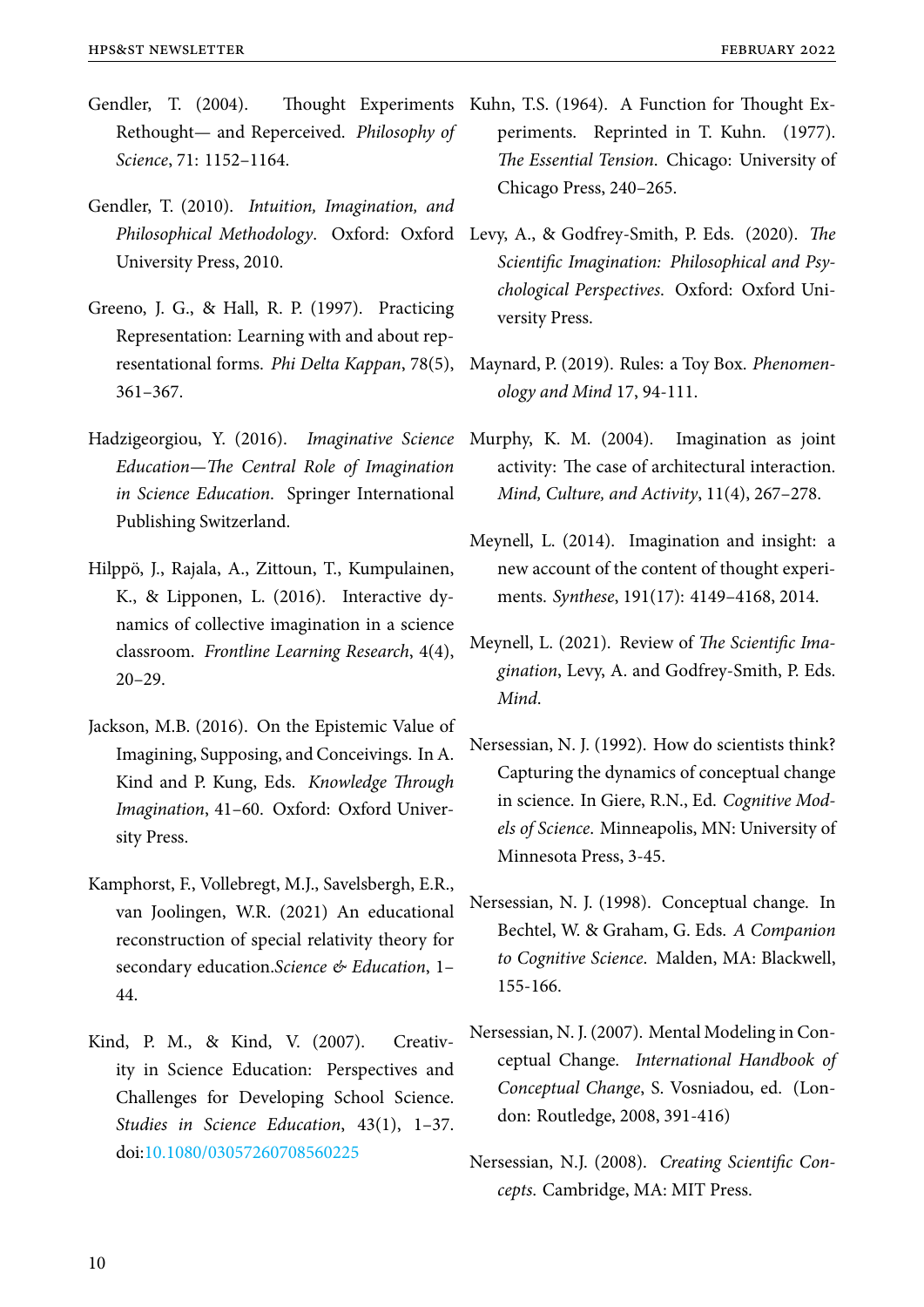Gendler, T. (2004). Thought Experiments Rethought— and Reperceived. *Philosophy of Science*, 71: 1152–1164.

Gendler, T. (2010). *Intuition, Imagination, and Philosophical Methodology*. Oxford: Oxford University Press, 2010.

Greeno, J. G., & Hall, R. P. (1997). Practicing Representation: Learning with and about representational forms. *Phi Delta Kappan*, 78(5), 361–367.

Hadzigeorgiou, Y. (2016). *Imaginative Science Education—The Central Role of Imagination in Science Education*. Springer International Publishing Switzerland.

Hilppö, J., Rajala, A., Zittoun, T., Kumpulainen, K., & Lipponen, L. (2016). Interactive dynamics of collective imagination in a science classroom. *Frontline Learning Research*, 4(4), 20–29.

Jackson, M.B. (2016). On the Epistemic Value of Imagining, Supposing, and Conceivings. In A. Kind and P. Kung, Eds. *Knowledge Through Imagination*, 41–60. Oxford: Oxford University Press.

Kamphorst, F., Vollebregt, M.J., Savelsbergh, E.R., van Joolingen, W.R. (2021) An educational reconstruction of special relativity theory for secondary education.*Science & Education*, 1–44.

Kind, P. M., & Kind, V. (2007). Creativity in Science Education: Perspectives and Challenges for Developing School Science. *Studies in Science Education*, 43(1), 1–37. doi:10.1080/03057260708560225

Kuhn, T.S. (1964). A Function for Thought Experiments. Reprinted in T. Kuhn. (1977). *The Essential Tension*. Chicago: University of Chicago Press, 240–265.

Levy, A., & Godfrey-Smith, P. Eds. (2020). *The Scientific Imagination: Philosophical and Psychological Perspectives*. Oxford: Oxford University Press.

Maynard, P. (2019). Rules: a Toy Box. *Phenomenology and Mind* 17, 94-111.

Murphy, K. M. (2004). Imagination as joint activity: The case of architectural interaction. *Mind, Culture, and Activity*, 11(4), 267–278.

Meynell, L. (2014). Imagination and insight: a new account of the content of thought experiments. *Synthese*, 191(17): 4149–4168, 2014.

Meynell, L. (2021). Review of *The Scientific Imagination*, Levy, A. and Godfrey-Smith, P. Eds. *Mind*.

Nersessian, N. J. (1992). How do scientists think? Capturing the dynamics of conceptual change in science. In Giere, R.N., Ed. *Cognitive Models of Science*. Minneapolis, MN: University of Minnesota Press, 3-45.

Nersessian, N. J. (1998). Conceptual change. In Bechtel, W. & Graham, G. Eds. *A Companion to Cognitive Science*. Malden, MA: Blackwell, 155-166.

Nersessian, N. J. (2007). Mental Modeling in Conceptual Change. *International Handbook of Conceptual Change*, S. Vosniadou, ed. (London: Routledge, 2008, 391-416)

Nersessian, N.J. (2008). *Creating Scientific Concepts*. Cambridge, MA: MIT Press.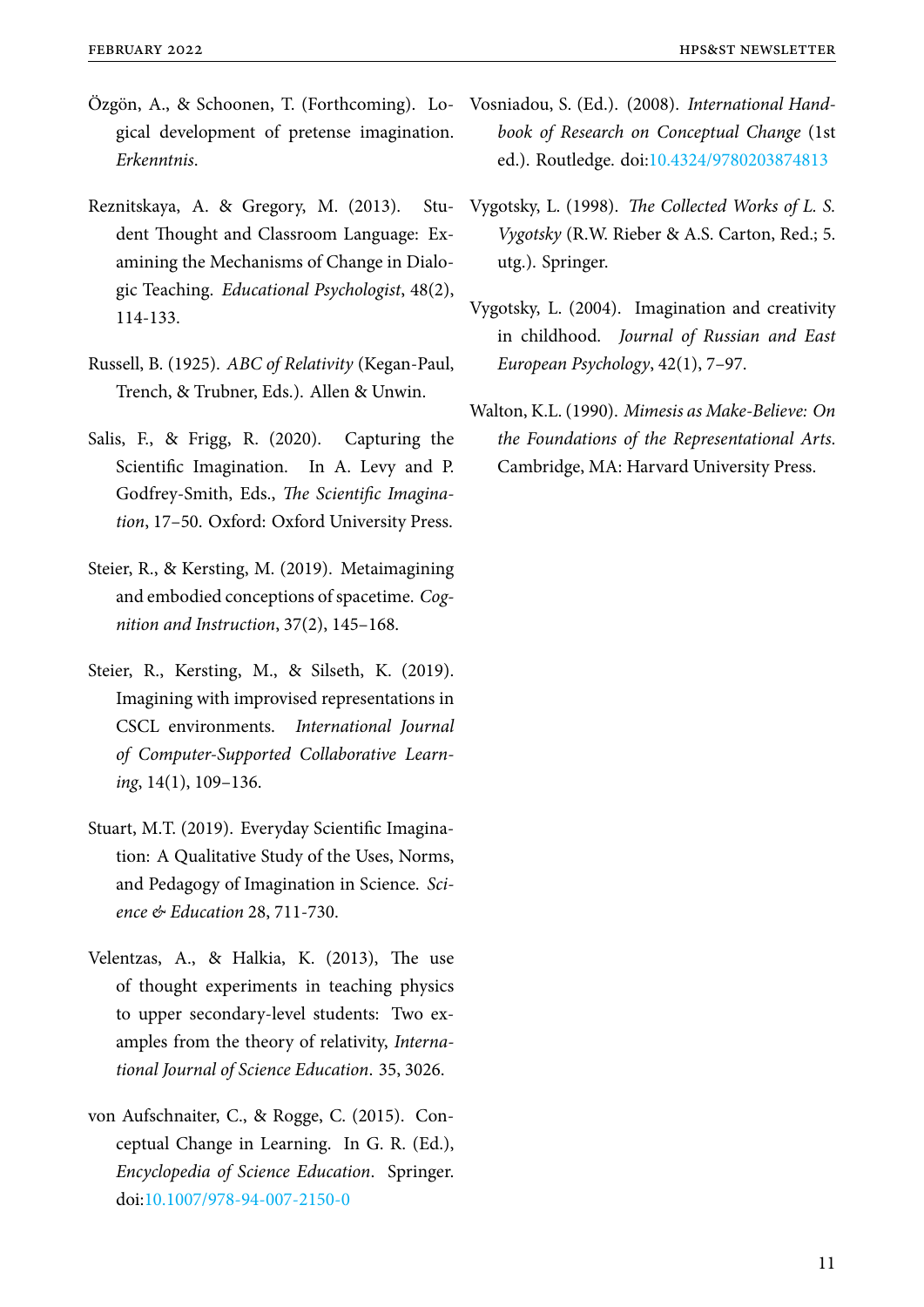Özgön, A., & Schoonen, T. (Forthcoming). Logical development of pretense imagination. *Erkenntnis*.

Reznitskaya, A. & Gregory, M. (2013). Student Thought and Classroom Language: Examining the Mechanisms of Change in Dialogic Teaching. *Educational Psychologist*, 48(2), 114-133.

Russell, B. (1925). *ABC of Relativity* (Kegan-Paul, Trench, & Trubner, Eds.). Allen & Unwin.

Salis, F., & Frigg, R. (2020). Capturing the Scientific Imagination. In A. Levy and P. Godfrey-Smith, Eds., *The Scientific Imagination*, 17–50. Oxford: Oxford University Press.

Steier, R., & Kersting, M. (2019). Metaimagining and embodied conceptions of spacetime. *Cognition and Instruction*, 37(2), 145–168.

Steier, R., Kersting, M., & Silseth, K. (2019). Imagining with improvised representations in CSCL environments. *International Journal of Computer-Supported Collaborative Learning*, 14(1), 109–136.

Stuart, M.T. (2019). Everyday Scientific Imagination: A Qualitative Study of the Uses, Norms, and Pedagogy of Imagination in Science. *Science & Education* 28, 711-730.

Velentzas, A., & Halkia, K. (2013), The use of thought experiments in teaching physics to upper secondary-level students: Two examples from the theory of relativity, *International Journal of Science Education*. 35, 3026.

von Aufschnaiter, C., & Rogge, C. (2015). Conceptual Change in Learning. In G. R. (Ed.), *Encyclopedia of Science Education*. Springer. doi:10.1007/978-94-007-2150-0

Vosniadou, S. (Ed.). (2008). *International Handbook of Research on Conceptual Change* (1st ed.). Routledge. doi:10.4324/9780203874813

Vygotsky, L. (1998). *The Collected Works of L. S. Vygotsky* (R.W. Rieber & A.S. Carton, Red.; 5. utg.). Springer.

Vygotsky, L. (2004). Imagination and creativity in childhood. *Journal of Russian and East European Psychology*, 42(1), 7–97.

Walton, K.L. (1990). *Mimesis as Make-Believe: On the Foundations of the Representational Arts*. Cambridge, MA: Harvard University Press.